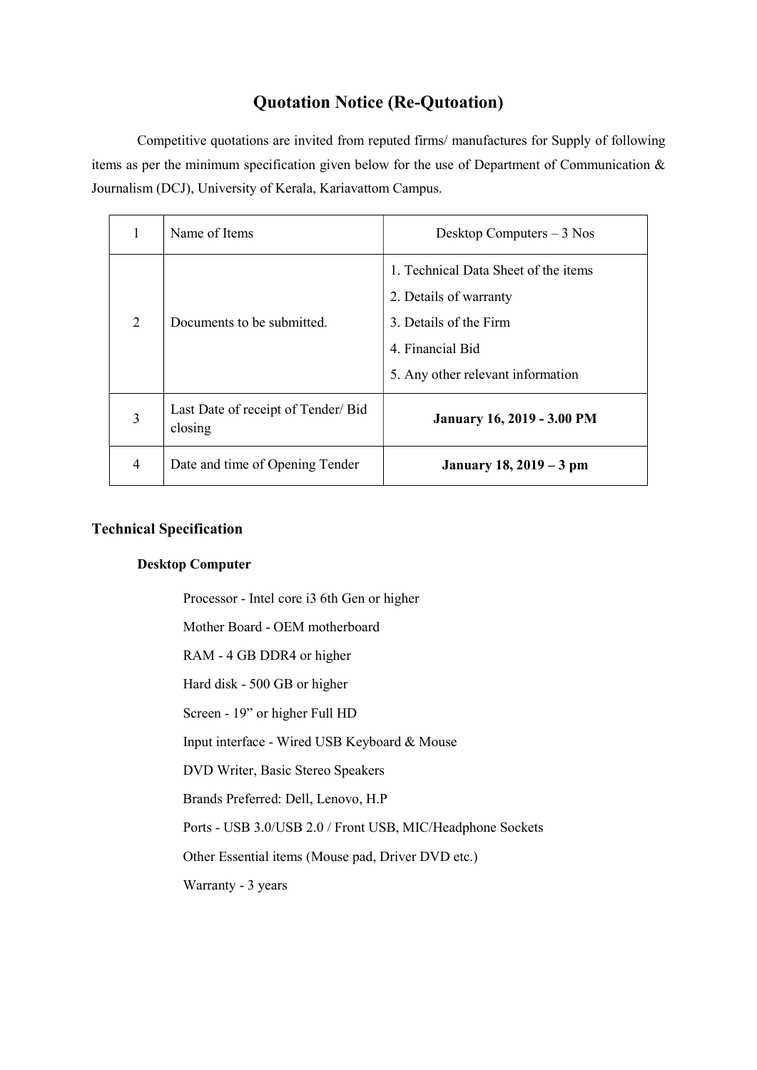# Quotation Notice (Re-Qutoation)

Competitive quotations are invited from reputed firms/ manufactures for Supply of following items as per the minimum specification given below for the use of Department of Communication & Journalism (DCJ), University of Kerala, Kariavattom Campus.

| 1 | Name of Items | Desktop Computers – 3 Nos |
|---|---|---|
| 2 | Documents to be submitted. | 1. Technical Data Sheet of the items<br>2. Details of warranty<br>3. Details of the Firm<br>4. Financial Bid<br>5. Any other relevant information |
| 3 | Last Date of receipt of Tender/ Bid closing | **January 16, 2019 - 3.00 PM** |
| 4 | Date and time of Opening Tender | **January 18, 2019 – 3 pm** |

## Technical Specification

### Desktop Computer

Processor - Intel core i3 6th Gen or higher

Mother Board - OEM motherboard

RAM - 4 GB DDR4 or higher

Hard disk - 500 GB or higher

Screen - 19" or higher Full HD

Input interface - Wired USB Keyboard & Mouse

DVD Writer, Basic Stereo Speakers

Brands Preferred: Dell, Lenovo, H.P

Ports - USB 3.0/USB 2.0 / Front USB, MIC/Headphone Sockets

Other Essential items (Mouse pad, Driver DVD etc.)

Warranty - 3 years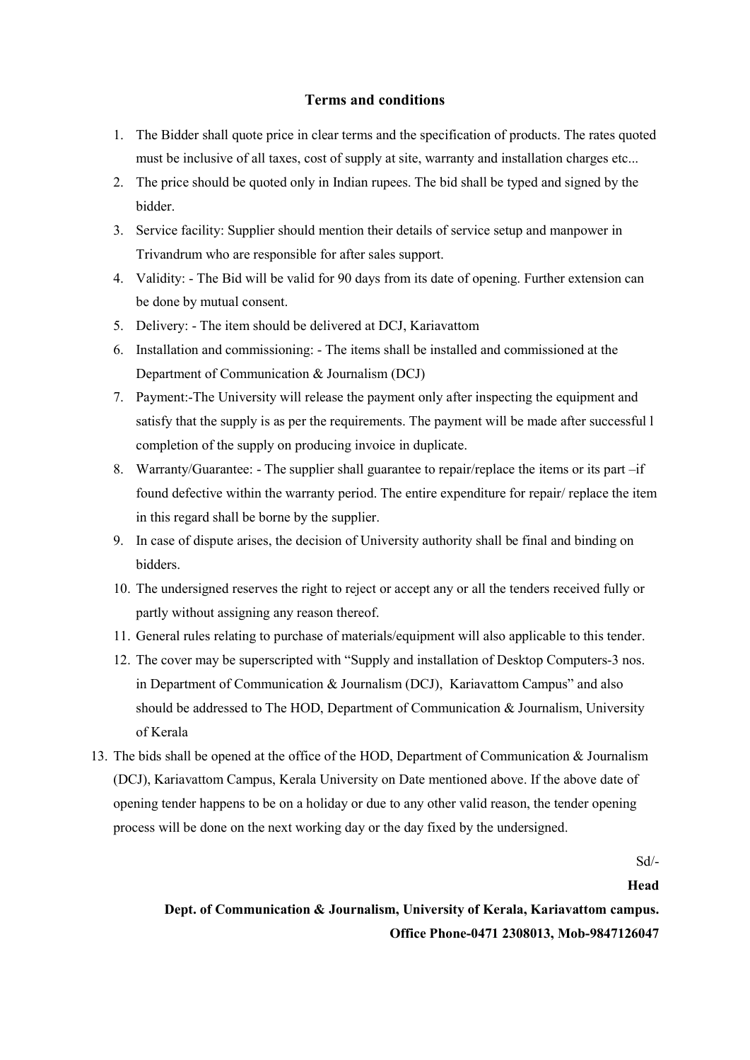## Terms and conditions

1. The Bidder shall quote price in clear terms and the specification of products. The rates quoted must be inclusive of all taxes, cost of supply at site, warranty and installation charges etc...
2. The price should be quoted only in Indian rupees. The bid shall be typed and signed by the bidder.
3. Service facility: Supplier should mention their details of service setup and manpower in Trivandrum who are responsible for after sales support.
4. Validity: - The Bid will be valid for 90 days from its date of opening. Further extension can be done by mutual consent.
5. Delivery: - The item should be delivered at DCJ, Kariavattom
6. Installation and commissioning: - The items shall be installed and commissioned at the Department of Communication & Journalism (DCJ)
7. Payment:-The University will release the payment only after inspecting the equipment and satisfy that the supply is as per the requirements. The payment will be made after successful l completion of the supply on producing invoice in duplicate.
8. Warranty/Guarantee: - The supplier shall guarantee to repair/replace the items or its part –if found defective within the warranty period. The entire expenditure for repair/ replace the item in this regard shall be borne by the supplier.
9. In case of dispute arises, the decision of University authority shall be final and binding on bidders.
10. The undersigned reserves the right to reject or accept any or all the tenders received fully or partly without assigning any reason thereof.
11. General rules relating to purchase of materials/equipment will also applicable to this tender.
12. The cover may be superscripted with "Supply and installation of Desktop Computers-3 nos. in Department of Communication & Journalism (DCJ), Kariavattom Campus" and also should be addressed to The HOD, Department of Communication & Journalism, University of Kerala
13. The bids shall be opened at the office of the HOD, Department of Communication & Journalism (DCJ), Kariavattom Campus, Kerala University on Date mentioned above. If the above date of opening tender happens to be on a holiday or due to any other valid reason, the tender opening process will be done on the next working day or the day fixed by the undersigned.

Sd/-

**Head**

**Dept. of Communication & Journalism, University of Kerala, Kariavattom campus.**

**Office Phone-0471 2308013, Mob-9847126047**